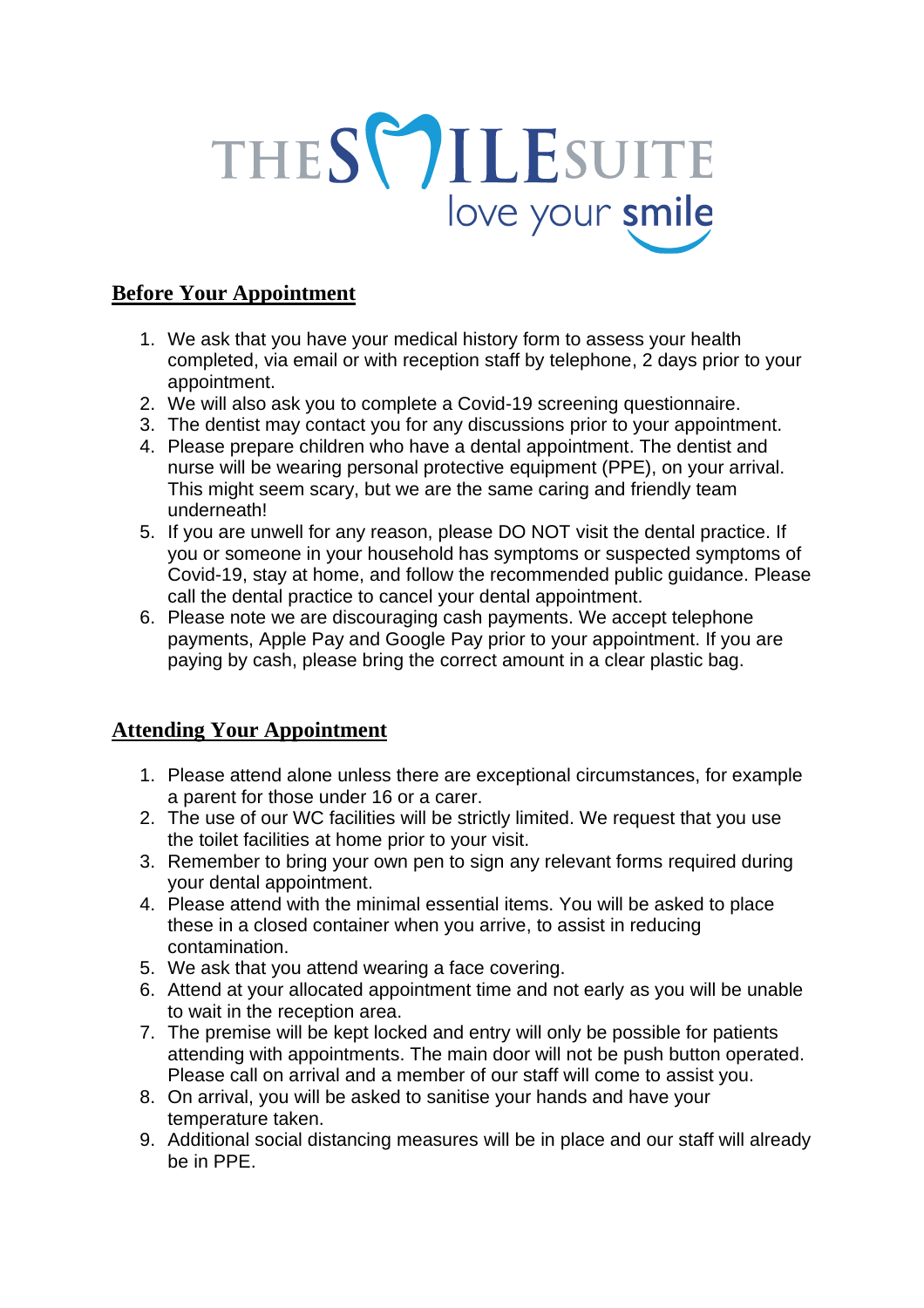# THE SMILE SUITE

love your smile

## Before Your Appointment

1. We ask that you have your medical history form to assess your health completed, via email or with reception staff by telephone, 2 days prior to your appointment.
2. We will also ask you to complete a Covid-19 screening questionnaire.
3. The dentist may contact you for any discussions prior to your appointment.
4. Please prepare children who have a dental appointment. The dentist and nurse will be wearing personal protective equipment (PPE), on your arrival. This might seem scary, but we are the same caring and friendly team underneath!
5. If you are unwell for any reason, please DO NOT visit the dental practice. If you or someone in your household has symptoms or suspected symptoms of Covid-19, stay at home, and follow the recommended public guidance. Please call the dental practice to cancel your dental appointment.
6. Please note we are discouraging cash payments. We accept telephone payments, Apple Pay and Google Pay prior to your appointment. If you are paying by cash, please bring the correct amount in a clear plastic bag.

## Attending Your Appointment

1. Please attend alone unless there are exceptional circumstances, for example a parent for those under 16 or a carer.
2. The use of our WC facilities will be strictly limited. We request that you use the toilet facilities at home prior to your visit.
3. Remember to bring your own pen to sign any relevant forms required during your dental appointment.
4. Please attend with the minimal essential items. You will be asked to place these in a closed container when you arrive, to assist in reducing contamination.
5. We ask that you attend wearing a face covering.
6. Attend at your allocated appointment time and not early as you will be unable to wait in the reception area.
7. The premise will be kept locked and entry will only be possible for patients attending with appointments. The main door will not be push button operated. Please call on arrival and a member of our staff will come to assist you.
8. On arrival, you will be asked to sanitise your hands and have your temperature taken.
9. Additional social distancing measures will be in place and our staff will already be in PPE.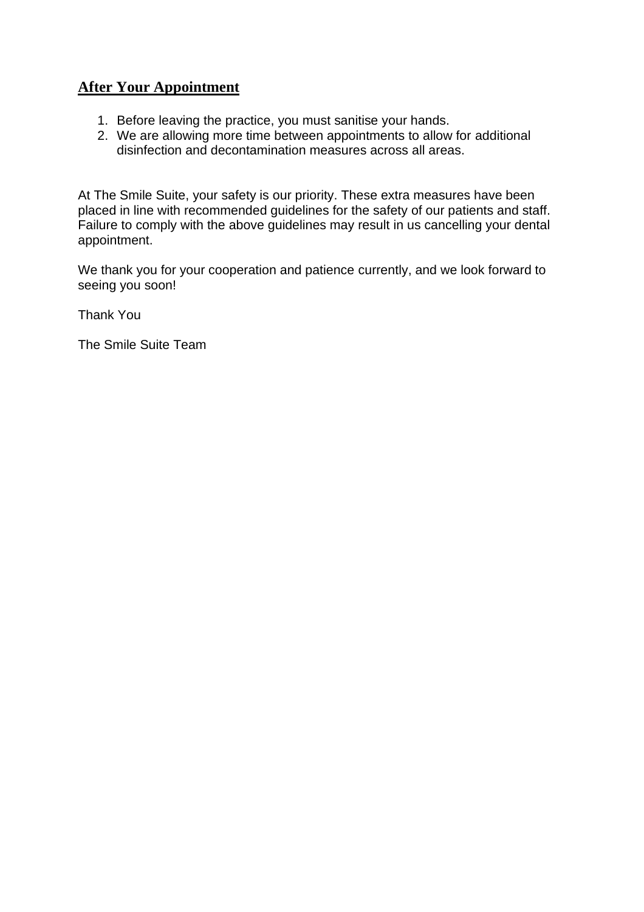## After Your Appointment

1. Before leaving the practice, you must sanitise your hands.
2. We are allowing more time between appointments to allow for additional disinfection and decontamination measures across all areas.

At The Smile Suite, your safety is our priority. These extra measures have been placed in line with recommended guidelines for the safety of our patients and staff. Failure to comply with the above guidelines may result in us cancelling your dental appointment.

We thank you for your cooperation and patience currently, and we look forward to seeing you soon!

Thank You

The Smile Suite Team